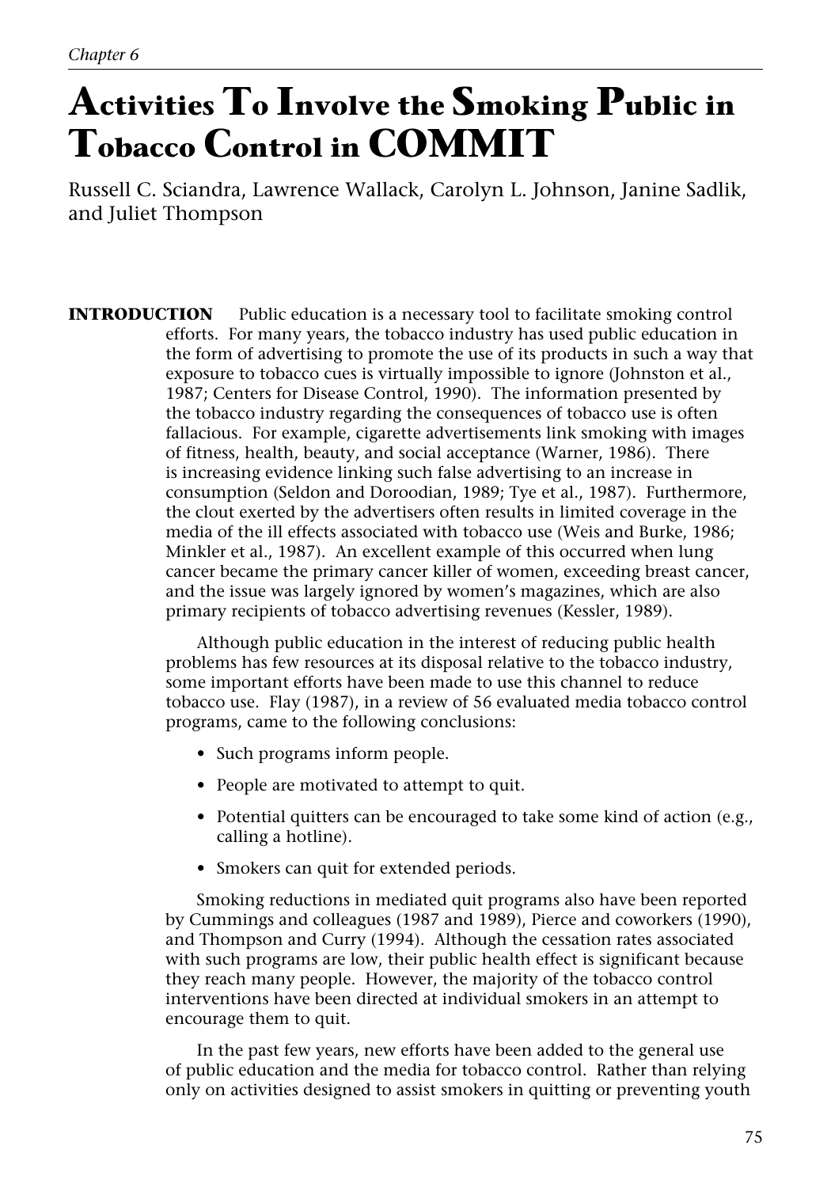*Chapter 6*

# Activities To Involve the Smoking Public in Tobacco Control in COMMIT

Russell C. Sciandra, Lawrence Wallack, Carolyn L. Johnson, Janine Sadlik, and Juliet Thompson

**INTRODUCTION** Public education is a necessary tool to facilitate smoking control efforts. For many years, the tobacco industry has used public education in the form of advertising to promote the use of its products in such a way that exposure to tobacco cues is virtually impossible to ignore (Johnston et al., 1987; Centers for Disease Control, 1990). The information presented by the tobacco industry regarding the consequences of tobacco use is often fallacious. For example, cigarette advertisements link smoking with images of fitness, health, beauty, and social acceptance (Warner, 1986). There is increasing evidence linking such false advertising to an increase in consumption (Seldon and Doroodian, 1989; Tye et al., 1987). Furthermore, the clout exerted by the advertisers often results in limited coverage in the media of the ill effects associated with tobacco use (Weis and Burke, 1986; Minkler et al., 1987). An excellent example of this occurred when lung cancer became the primary cancer killer of women, exceeding breast cancer, and the issue was largely ignored by women's magazines, which are also primary recipients of tobacco advertising revenues (Kessler, 1989).

Although public education in the interest of reducing public health problems has few resources at its disposal relative to the tobacco industry, some important efforts have been made to use this channel to reduce tobacco use. Flay (1987), in a review of 56 evaluated media tobacco control programs, came to the following conclusions:

- Such programs inform people.
- People are motivated to attempt to quit.
- Potential quitters can be encouraged to take some kind of action (e.g., calling a hotline).
- Smokers can quit for extended periods.

Smoking reductions in mediated quit programs also have been reported by Cummings and colleagues (1987 and 1989), Pierce and coworkers (1990), and Thompson and Curry (1994). Although the cessation rates associated with such programs are low, their public health effect is significant because they reach many people. However, the majority of the tobacco control interventions have been directed at individual smokers in an attempt to encourage them to quit.

In the past few years, new efforts have been added to the general use of public education and the media for tobacco control. Rather than relying only on activities designed to assist smokers in quitting or preventing youth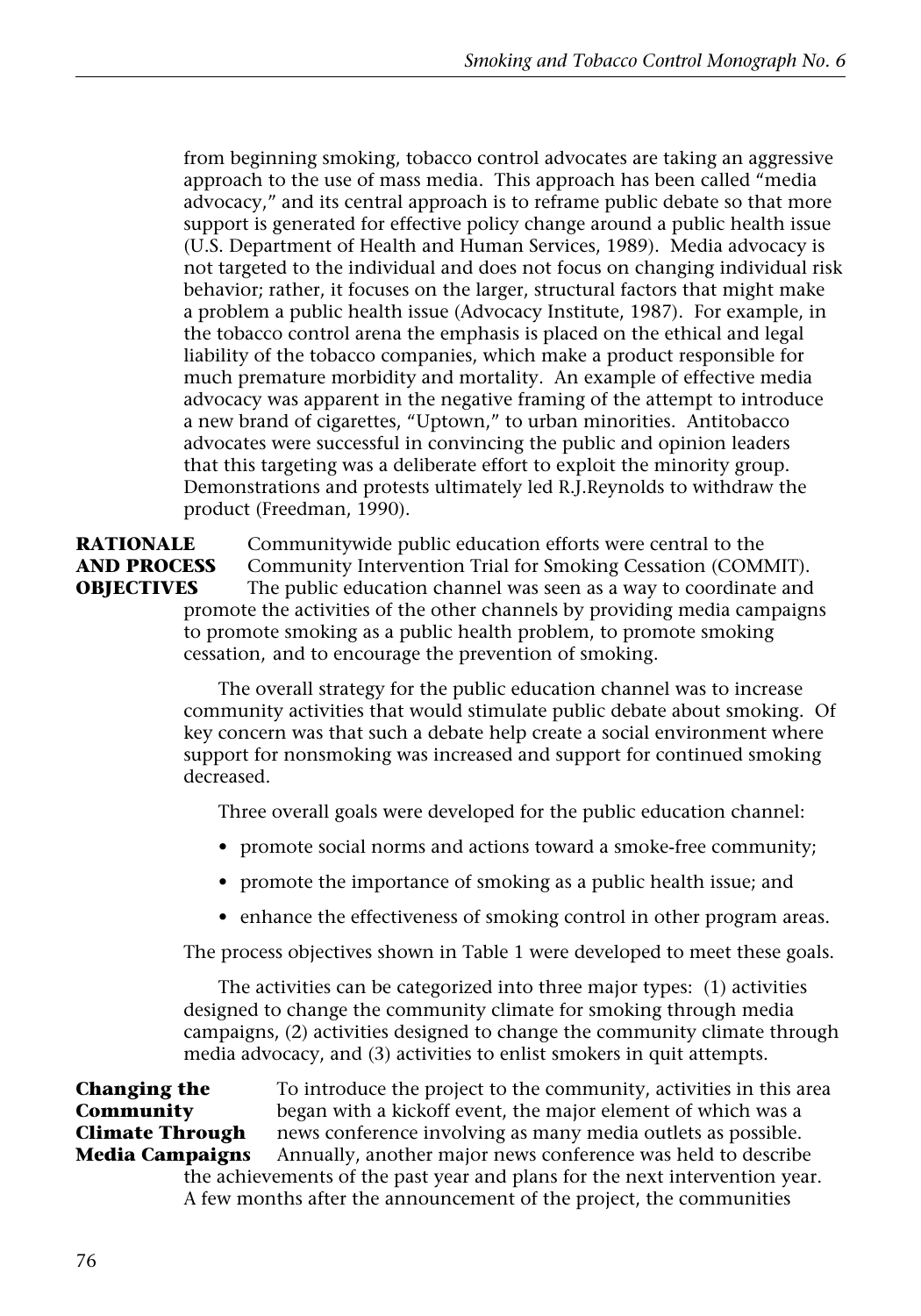from beginning smoking, tobacco control advocates are taking an aggressive approach to the use of mass media. This approach has been called "media advocacy," and its central approach is to reframe public debate so that more support is generated for effective policy change around a public health issue (U.S. Department of Health and Human Services, 1989). Media advocacy is not targeted to the individual and does not focus on changing individual risk behavior; rather, it focuses on the larger, structural factors that might make a problem a public health issue (Advocacy Institute, 1987). For example, in the tobacco control arena the emphasis is placed on the ethical and legal liability of the tobacco companies, which make a product responsible for much premature morbidity and mortality. An example of effective media advocacy was apparent in the negative framing of the attempt to introduce a new brand of cigarettes, "Uptown," to urban minorities. Antitobacco advocates were successful in convincing the public and opinion leaders that this targeting was a deliberate effort to exploit the minority group. Demonstrations and protests ultimately led R.J.Reynolds to withdraw the product (Freedman, 1990).

## RATIONALE AND PROCESS OBJECTIVES

Communitywide public education efforts were central to the Community Intervention Trial for Smoking Cessation (COMMIT). The public education channel was seen as a way to coordinate and promote the activities of the other channels by providing media campaigns to promote smoking as a public health problem, to promote smoking cessation, and to encourage the prevention of smoking.

The overall strategy for the public education channel was to increase community activities that would stimulate public debate about smoking. Of key concern was that such a debate help create a social environment where support for nonsmoking was increased and support for continued smoking decreased.

Three overall goals were developed for the public education channel:

- promote social norms and actions toward a smoke-free community;
- promote the importance of smoking as a public health issue; and
- enhance the effectiveness of smoking control in other program areas.

The process objectives shown in Table 1 were developed to meet these goals.

The activities can be categorized into three major types: (1) activities designed to change the community climate for smoking through media campaigns, (2) activities designed to change the community climate through media advocacy, and (3) activities to enlist smokers in quit attempts.

### Changing the Community Climate Through Media Campaigns

To introduce the project to the community, activities in this area began with a kickoff event, the major element of which was a news conference involving as many media outlets as possible. Annually, another major news conference was held to describe the achievements of the past year and plans for the next intervention year. A few months after the announcement of the project, the communities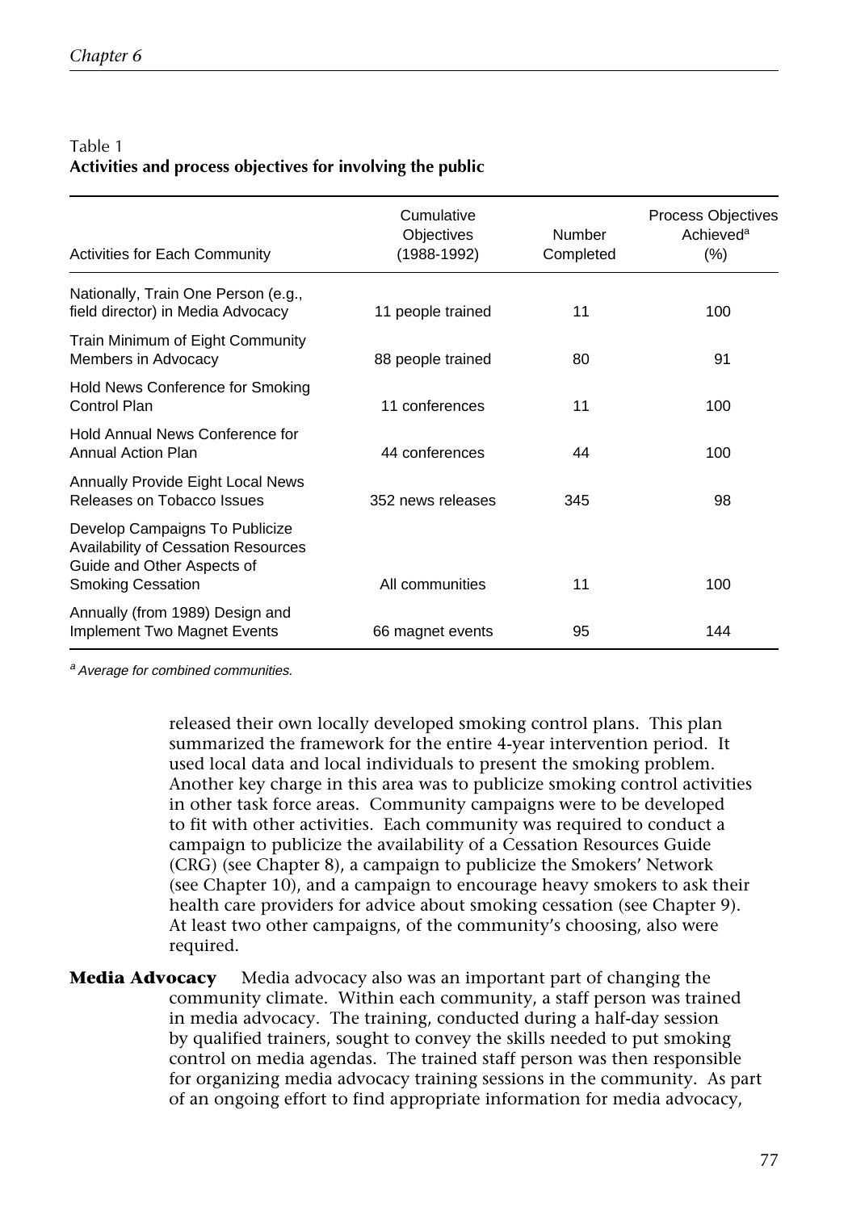Table 1
**Activities and process objectives for involving the public**

| Activities for Each Community | Cumulative Objectives (1988-1992) | Number Completed | Process Objectives Achieved[a] (%) |
|---|---|---|---|
| Nationally, Train One Person (e.g., field director) in Media Advocacy | 11 people trained | 11 | 100 |
| Train Minimum of Eight Community Members in Advocacy | 88 people trained | 80 | 91 |
| Hold News Conference for Smoking Control Plan | 11 conferences | 11 | 100 |
| Hold Annual News Conference for Annual Action Plan | 44 conferences | 44 | 100 |
| Annually Provide Eight Local News Releases on Tobacco Issues | 352 news releases | 345 | 98 |
| Develop Campaigns To Publicize Availability of Cessation Resources Guide and Other Aspects of Smoking Cessation | All communities | 11 | 100 |
| Annually (from 1989) Design and Implement Two Magnet Events | 66 magnet events | 95 | 144 |

[a] *Average for combined communities.*

released their own locally developed smoking control plans. This plan summarized the framework for the entire 4-year intervention period. It used local data and local individuals to present the smoking problem. Another key charge in this area was to publicize smoking control activities in other task force areas. Community campaigns were to be developed to fit with other activities. Each community was required to conduct a campaign to publicize the availability of a Cessation Resources Guide (CRG) (see Chapter 8), a campaign to publicize the Smokers' Network (see Chapter 10), and a campaign to encourage heavy smokers to ask their health care providers for advice about smoking cessation (see Chapter 9). At least two other campaigns, of the community's choosing, also were required.

**Media Advocacy** Media advocacy also was an important part of changing the community climate. Within each community, a staff person was trained in media advocacy. The training, conducted during a half-day session by qualified trainers, sought to convey the skills needed to put smoking control on media agendas. The trained staff person was then responsible for organizing media advocacy training sessions in the community. As part of an ongoing effort to find appropriate information for media advocacy,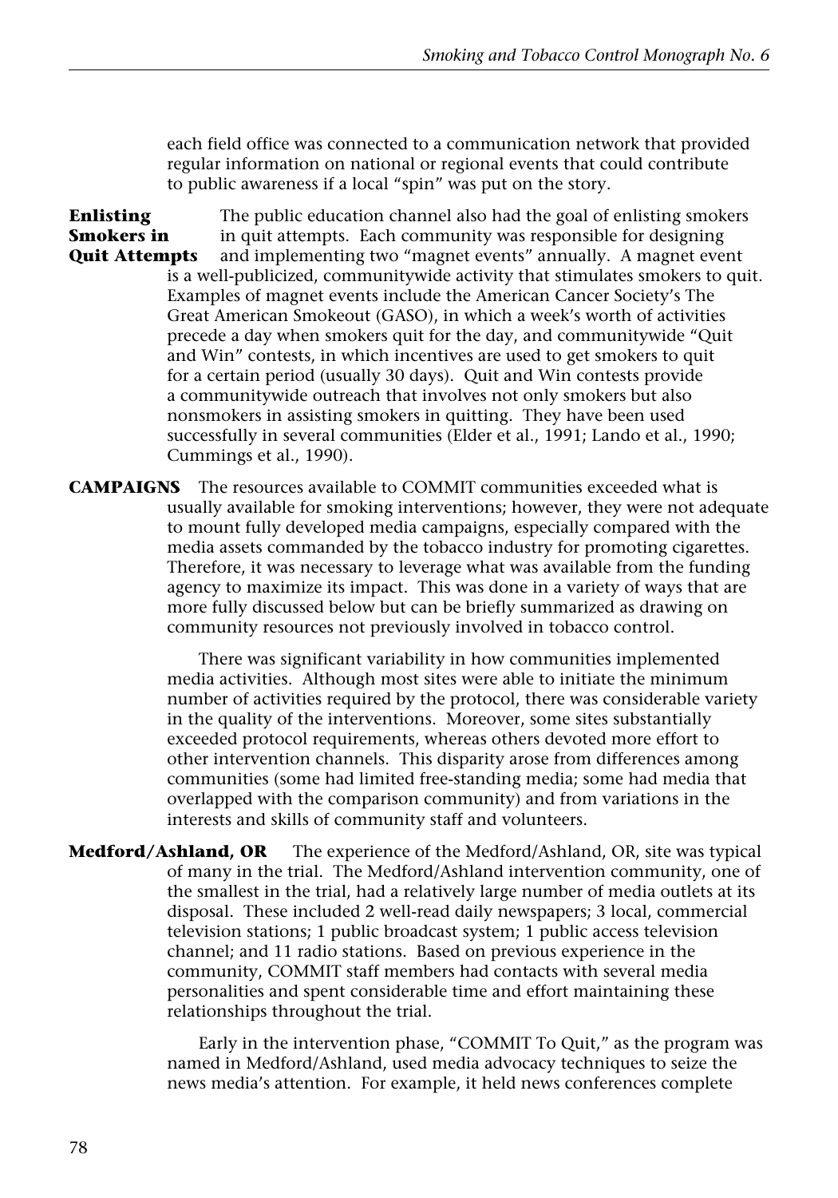each field office was connected to a communication network that provided regular information on national or regional events that could contribute to public awareness if a local "spin" was put on the story.

**Enlisting Smokers in Quit Attempts**

The public education channel also had the goal of enlisting smokers in quit attempts. Each community was responsible for designing and implementing two "magnet events" annually. A magnet event is a well-publicized, communitywide activity that stimulates smokers to quit. Examples of magnet events include the American Cancer Society's The Great American Smokeout (GASO), in which a week's worth of activities precede a day when smokers quit for the day, and communitywide "Quit and Win" contests, in which incentives are used to get smokers to quit for a certain period (usually 30 days). Quit and Win contests provide a communitywide outreach that involves not only smokers but also nonsmokers in assisting smokers in quitting. They have been used successfully in several communities (Elder et al., 1991; Lando et al., 1990; Cummings et al., 1990).

## CAMPAIGNS

The resources available to COMMIT communities exceeded what is usually available for smoking interventions; however, they were not adequate to mount fully developed media campaigns, especially compared with the media assets commanded by the tobacco industry for promoting cigarettes. Therefore, it was necessary to leverage what was available from the funding agency to maximize its impact. This was done in a variety of ways that are more fully discussed below but can be briefly summarized as drawing on community resources not previously involved in tobacco control.

There was significant variability in how communities implemented media activities. Although most sites were able to initiate the minimum number of activities required by the protocol, there was considerable variety in the quality of the interventions. Moreover, some sites substantially exceeded protocol requirements, whereas others devoted more effort to other intervention channels. This disparity arose from differences among communities (some had limited free-standing media; some had media that overlapped with the comparison community) and from variations in the interests and skills of community staff and volunteers.

**Medford/Ashland, OR**

The experience of the Medford/Ashland, OR, site was typical of many in the trial. The Medford/Ashland intervention community, one of the smallest in the trial, had a relatively large number of media outlets at its disposal. These included 2 well-read daily newspapers; 3 local, commercial television stations; 1 public broadcast system; 1 public access television channel; and 11 radio stations. Based on previous experience in the community, COMMIT staff members had contacts with several media personalities and spent considerable time and effort maintaining these relationships throughout the trial.

Early in the intervention phase, "COMMIT To Quit," as the program was named in Medford/Ashland, used media advocacy techniques to seize the news media's attention. For example, it held news conferences complete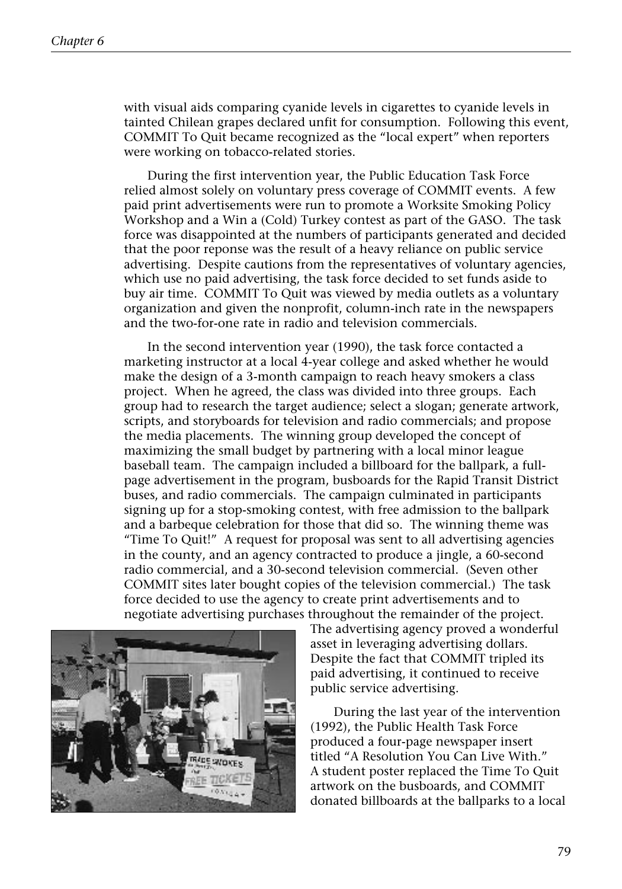with visual aids comparing cyanide levels in cigarettes to cyanide levels in tainted Chilean grapes declared unfit for consumption. Following this event, COMMIT To Quit became recognized as the "local expert" when reporters were working on tobacco-related stories.

During the first intervention year, the Public Education Task Force relied almost solely on voluntary press coverage of COMMIT events. A few paid print advertisements were run to promote a Worksite Smoking Policy Workshop and a Win a (Cold) Turkey contest as part of the GASO. The task force was disappointed at the numbers of participants generated and decided that the poor reponse was the result of a heavy reliance on public service advertising. Despite cautions from the representatives of voluntary agencies, which use no paid advertising, the task force decided to set funds aside to buy air time. COMMIT To Quit was viewed by media outlets as a voluntary organization and given the nonprofit, column-inch rate in the newspapers and the two-for-one rate in radio and television commercials.

In the second intervention year (1990), the task force contacted a marketing instructor at a local 4-year college and asked whether he would make the design of a 3-month campaign to reach heavy smokers a class project. When he agreed, the class was divided into three groups. Each group had to research the target audience; select a slogan; generate artwork, scripts, and storyboards for television and radio commercials; and propose the media placements. The winning group developed the concept of maximizing the small budget by partnering with a local minor league baseball team. The campaign included a billboard for the ballpark, a full-page advertisement in the program, busboards for the Rapid Transit District buses, and radio commercials. The campaign culminated in participants signing up for a stop-smoking contest, with free admission to the ballpark and a barbeque celebration for those that did so. The winning theme was "Time To Quit!" A request for proposal was sent to all advertising agencies in the county, and an agency contracted to produce a jingle, a 60-second radio commercial, and a 30-second television commercial. (Seven other COMMIT sites later bought copies of the television commercial.) The task force decided to use the agency to create print advertisements and to negotiate advertising purchases throughout the remainder of the project. The advertising agency proved a wonderful asset in leveraging advertising dollars. Despite the fact that COMMIT tripled its paid advertising, it continued to receive public service advertising.

During the last year of the intervention (1992), the Public Health Task Force produced a four-page newspaper insert titled "A Resolution You Can Live With." A student poster replaced the Time To Quit artwork on the busboards, and COMMIT donated billboards at the ballparks to a local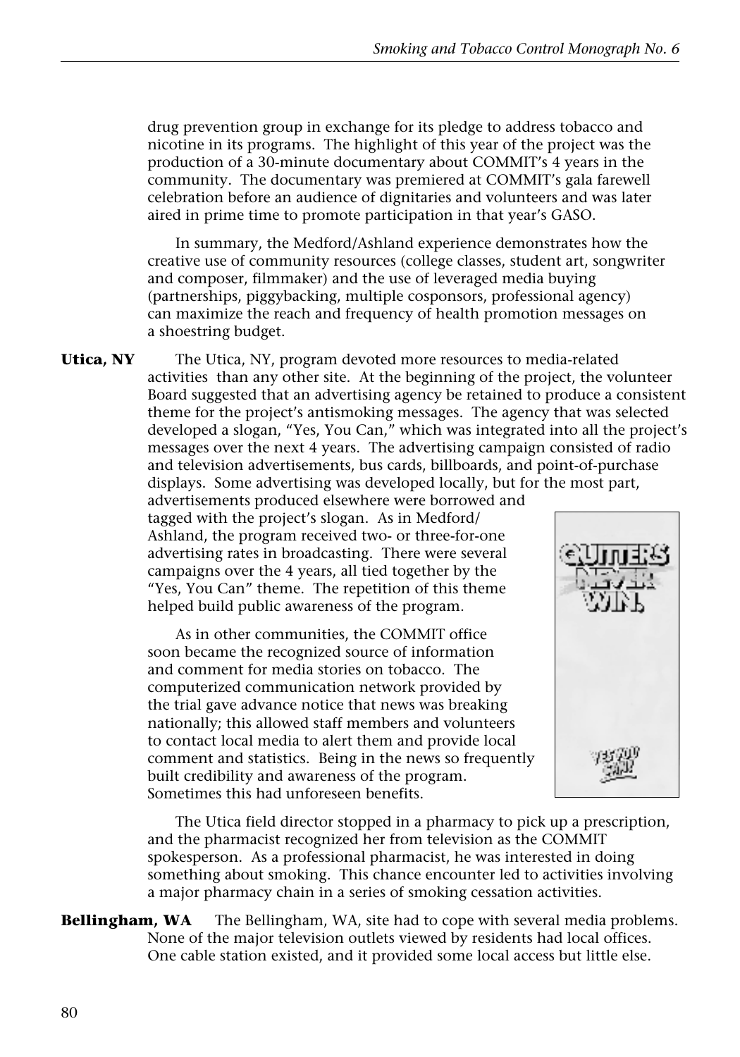drug prevention group in exchange for its pledge to address tobacco and nicotine in its programs. The highlight of this year of the project was the production of a 30-minute documentary about COMMIT's 4 years in the community. The documentary was premiered at COMMIT's gala farewell celebration before an audience of dignitaries and volunteers and was later aired in prime time to promote participation in that year's GASO.

In summary, the Medford/Ashland experience demonstrates how the creative use of community resources (college classes, student art, songwriter and composer, filmmaker) and the use of leveraged media buying (partnerships, piggybacking, multiple cosponsors, professional agency) can maximize the reach and frequency of health promotion messages on a shoestring budget.

**Utica, NY** The Utica, NY, program devoted more resources to media-related activities than any other site. At the beginning of the project, the volunteer Board suggested that an advertising agency be retained to produce a consistent theme for the project's antismoking messages. The agency that was selected developed a slogan, "Yes, You Can," which was integrated into all the project's messages over the next 4 years. The advertising campaign consisted of radio and television advertisements, bus cards, billboards, and point-of-purchase displays. Some advertising was developed locally, but for the most part, advertisements produced elsewhere were borrowed and tagged with the project's slogan. As in Medford/Ashland, the program received two- or three-for-one advertising rates in broadcasting. There were several campaigns over the 4 years, all tied together by the "Yes, You Can" theme. The repetition of this theme helped build public awareness of the program.

QUITTERS NEVER WIN.

YES YOU CAN!

As in other communities, the COMMIT office soon became the recognized source of information and comment for media stories on tobacco. The computerized communication network provided by the trial gave advance notice that news was breaking nationally; this allowed staff members and volunteers to contact local media to alert them and provide local comment and statistics. Being in the news so frequently built credibility and awareness of the program. Sometimes this had unforeseen benefits.

The Utica field director stopped in a pharmacy to pick up a prescription, and the pharmacist recognized her from television as the COMMIT spokesperson. As a professional pharmacist, he was interested in doing something about smoking. This chance encounter led to activities involving a major pharmacy chain in a series of smoking cessation activities.

**Bellingham, WA** The Bellingham, WA, site had to cope with several media problems. None of the major television outlets viewed by residents had local offices. One cable station existed, and it provided some local access but little else.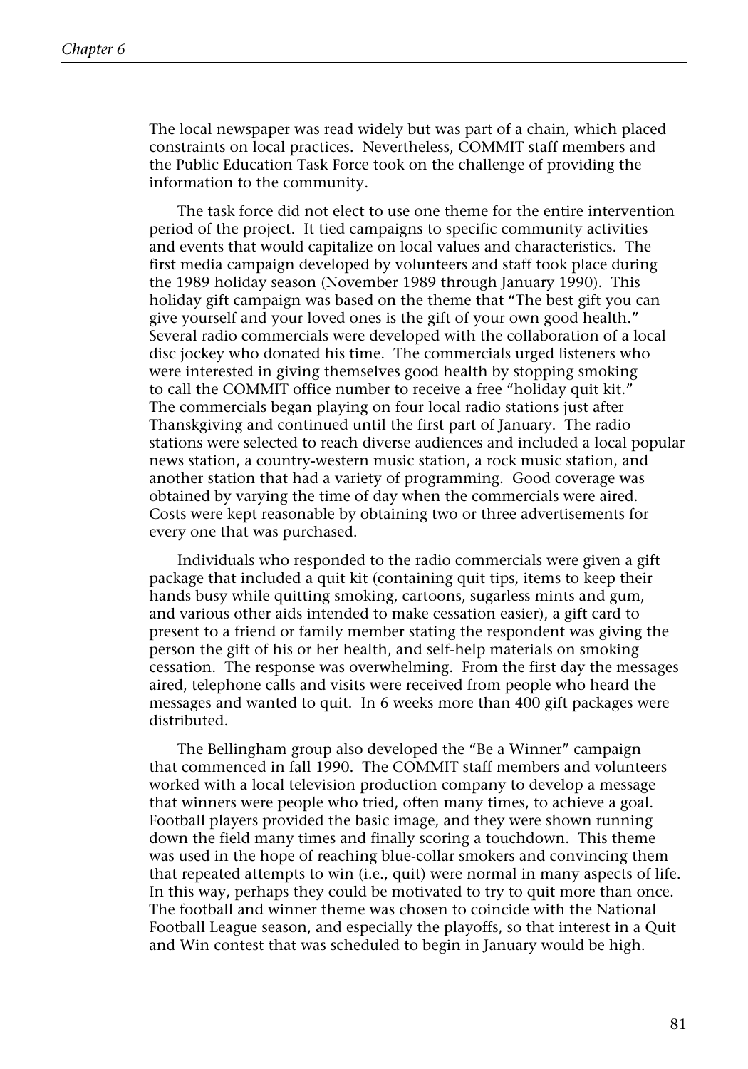The local newspaper was read widely but was part of a chain, which placed constraints on local practices. Nevertheless, COMMIT staff members and the Public Education Task Force took on the challenge of providing the information to the community.

The task force did not elect to use one theme for the entire intervention period of the project. It tied campaigns to specific community activities and events that would capitalize on local values and characteristics. The first media campaign developed by volunteers and staff took place during the 1989 holiday season (November 1989 through January 1990). This holiday gift campaign was based on the theme that "The best gift you can give yourself and your loved ones is the gift of your own good health." Several radio commercials were developed with the collaboration of a local disc jockey who donated his time. The commercials urged listeners who were interested in giving themselves good health by stopping smoking to call the COMMIT office number to receive a free "holiday quit kit." The commercials began playing on four local radio stations just after Thanskgiving and continued until the first part of January. The radio stations were selected to reach diverse audiences and included a local popular news station, a country-western music station, a rock music station, and another station that had a variety of programming. Good coverage was obtained by varying the time of day when the commercials were aired. Costs were kept reasonable by obtaining two or three advertisements for every one that was purchased.

Individuals who responded to the radio commercials were given a gift package that included a quit kit (containing quit tips, items to keep their hands busy while quitting smoking, cartoons, sugarless mints and gum, and various other aids intended to make cessation easier), a gift card to present to a friend or family member stating the respondent was giving the person the gift of his or her health, and self-help materials on smoking cessation. The response was overwhelming. From the first day the messages aired, telephone calls and visits were received from people who heard the messages and wanted to quit. In 6 weeks more than 400 gift packages were distributed.

The Bellingham group also developed the "Be a Winner" campaign that commenced in fall 1990. The COMMIT staff members and volunteers worked with a local television production company to develop a message that winners were people who tried, often many times, to achieve a goal. Football players provided the basic image, and they were shown running down the field many times and finally scoring a touchdown. This theme was used in the hope of reaching blue-collar smokers and convincing them that repeated attempts to win (i.e., quit) were normal in many aspects of life. In this way, perhaps they could be motivated to try to quit more than once. The football and winner theme was chosen to coincide with the National Football League season, and especially the playoffs, so that interest in a Quit and Win contest that was scheduled to begin in January would be high.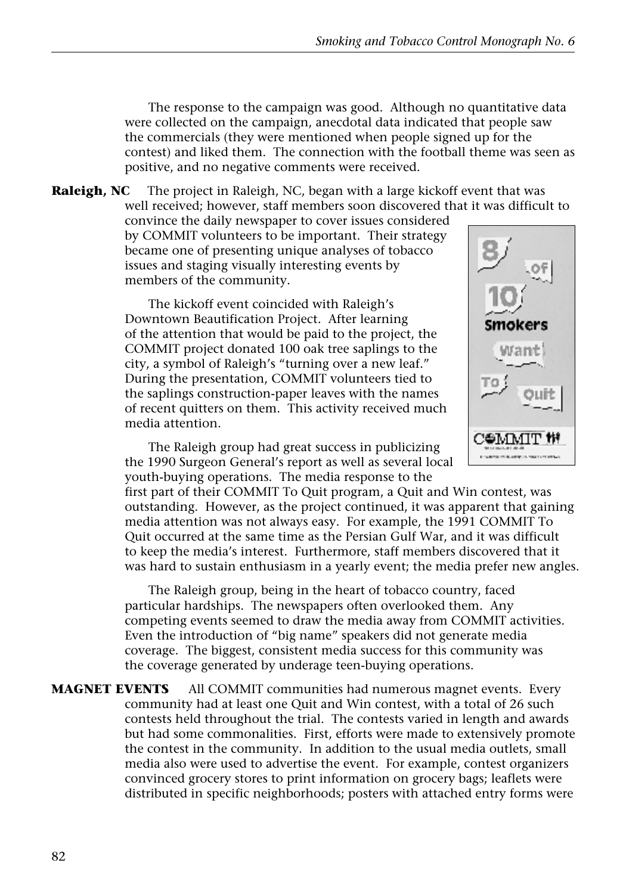The response to the campaign was good. Although no quantitative data were collected on the campaign, anecdotal data indicated that people saw the commercials (they were mentioned when people signed up for the contest) and liked them. The connection with the football theme was seen as positive, and no negative comments were received.

**Raleigh, NC** The project in Raleigh, NC, began with a large kickoff event that was well received; however, staff members soon discovered that it was difficult to convince the daily newspaper to cover issues considered by COMMIT volunteers to be important. Their strategy became one of presenting unique analyses of tobacco issues and staging visually interesting events by members of the community.

The kickoff event coincided with Raleigh's Downtown Beautification Project. After learning of the attention that would be paid to the project, the COMMIT project donated 100 oak tree saplings to the city, a symbol of Raleigh's "turning over a new leaf." During the presentation, COMMIT volunteers tied to the saplings construction-paper leaves with the names of recent quitters on them. This activity received much media attention.

8 of 10 Smokers Want To Quit

COMMIT

The Raleigh group had great success in publicizing the 1990 Surgeon General's report as well as several local youth-buying operations. The media response to the first part of their COMMIT To Quit program, a Quit and Win contest, was outstanding. However, as the project continued, it was apparent that gaining media attention was not always easy. For example, the 1991 COMMIT To Quit occurred at the same time as the Persian Gulf War, and it was difficult to keep the media's interest. Furthermore, staff members discovered that it was hard to sustain enthusiasm in a yearly event; the media prefer new angles.

The Raleigh group, being in the heart of tobacco country, faced particular hardships. The newspapers often overlooked them. Any competing events seemed to draw the media away from COMMIT activities. Even the introduction of "big name" speakers did not generate media coverage. The biggest, consistent media success for this community was the coverage generated by underage teen-buying operations.

**MAGNET EVENTS** All COMMIT communities had numerous magnet events. Every community had at least one Quit and Win contest, with a total of 26 such contests held throughout the trial. The contests varied in length and awards but had some commonalities. First, efforts were made to extensively promote the contest in the community. In addition to the usual media outlets, small media also were used to advertise the event. For example, contest organizers convinced grocery stores to print information on grocery bags; leaflets were distributed in specific neighborhoods; posters with attached entry forms were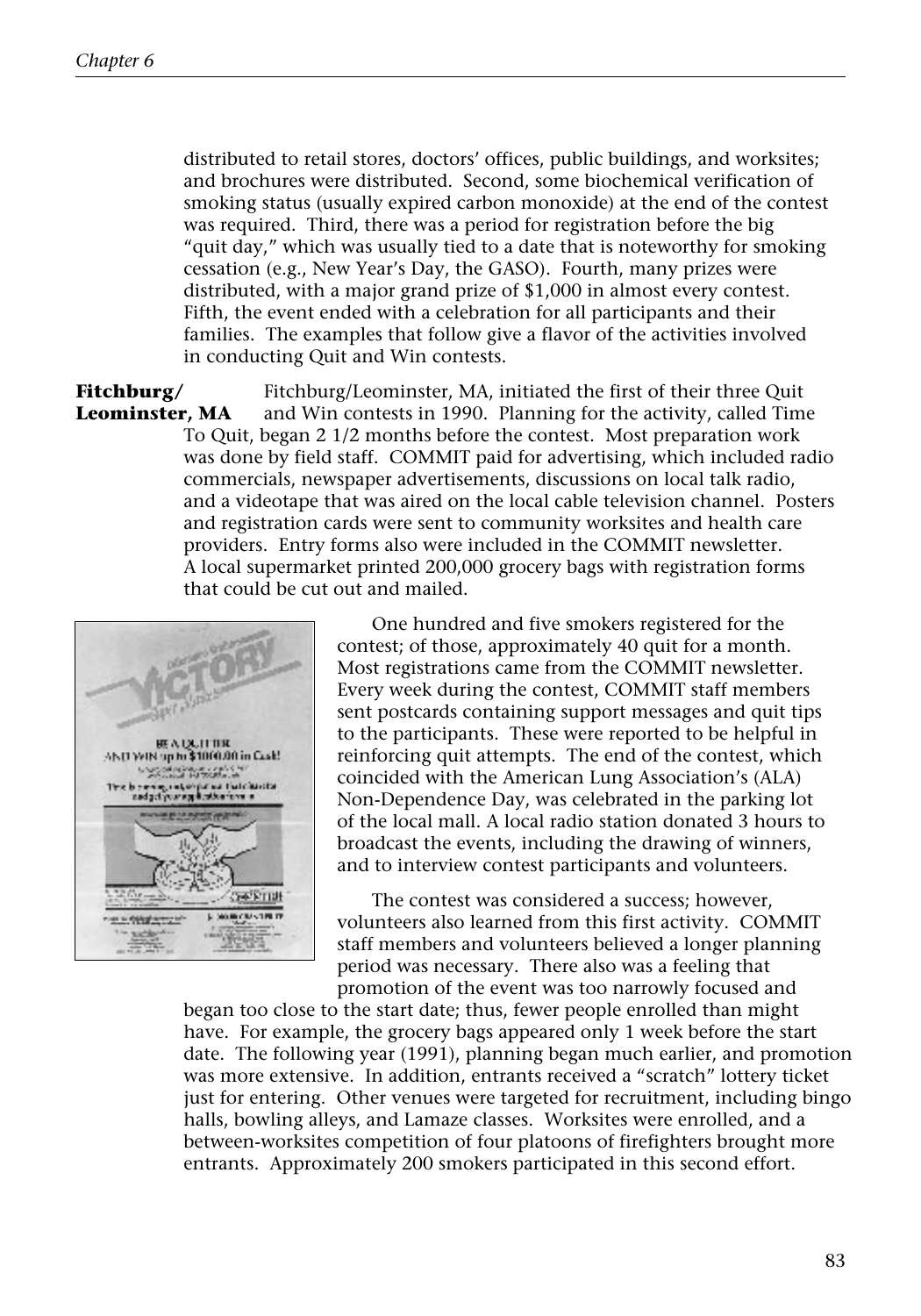distributed to retail stores, doctors' offices, public buildings, and worksites; and brochures were distributed. Second, some biochemical verification of smoking status (usually expired carbon monoxide) at the end of the contest was required. Third, there was a period for registration before the big "quit day," which was usually tied to a date that is noteworthy for smoking cessation (e.g., New Year's Day, the GASO). Fourth, many prizes were distributed, with a major grand prize of $1,000 in almost every contest. Fifth, the event ended with a celebration for all participants and their families. The examples that follow give a flavor of the activities involved in conducting Quit and Win contests.

**Fitchburg/ Leominster, MA**

Fitchburg/Leominster, MA, initiated the first of their three Quit and Win contests in 1990. Planning for the activity, called Time To Quit, began 2 1/2 months before the contest. Most preparation work was done by field staff. COMMIT paid for advertising, which included radio commercials, newspaper advertisements, discussions on local talk radio, and a videotape that was aired on the local cable television channel. Posters and registration cards were sent to community worksites and health care providers. Entry forms also were included in the COMMIT newsletter. A local supermarket printed 200,000 grocery bags with registration forms that could be cut out and mailed.

One hundred and five smokers registered for the contest; of those, approximately 40 quit for a month. Most registrations came from the COMMIT newsletter. Every week during the contest, COMMIT staff members sent postcards containing support messages and quit tips to the participants. These were reported to be helpful in reinforcing quit attempts. The end of the contest, which coincided with the American Lung Association's (ALA) Non-Dependence Day, was celebrated in the parking lot of the local mall. A local radio station donated 3 hours to broadcast the events, including the drawing of winners, and to interview contest participants and volunteers.

The contest was considered a success; however, volunteers also learned from this first activity. COMMIT staff members and volunteers believed a longer planning period was necessary. There also was a feeling that promotion of the event was too narrowly focused and began too close to the start date; thus, fewer people enrolled than might have. For example, the grocery bags appeared only 1 week before the start date. The following year (1991), planning began much earlier, and promotion was more extensive. In addition, entrants received a "scratch" lottery ticket just for entering. Other venues were targeted for recruitment, including bingo halls, bowling alleys, and Lamaze classes. Worksites were enrolled, and a between-worksites competition of four platoons of firefighters brought more entrants. Approximately 200 smokers participated in this second effort.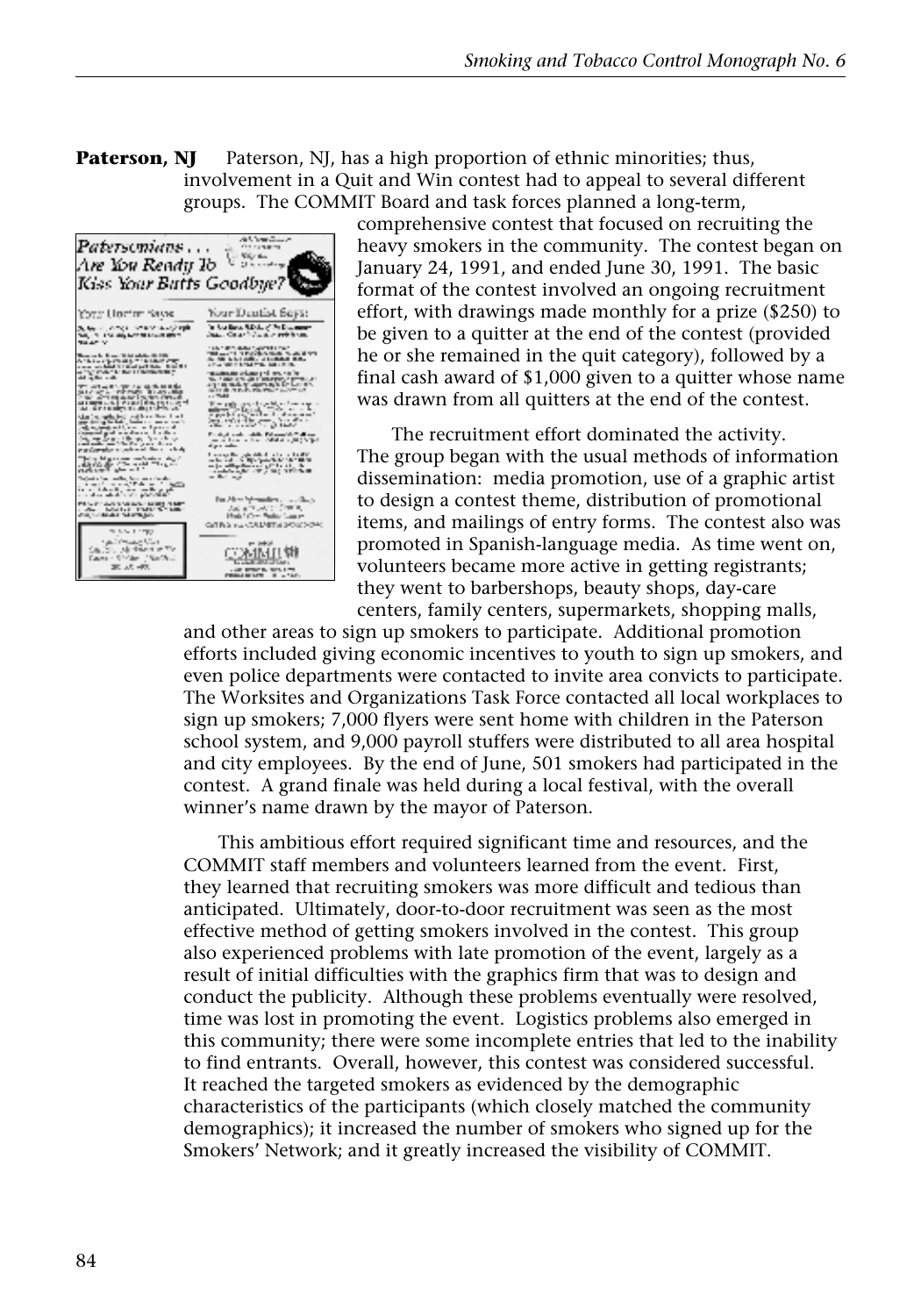**Paterson, NJ** Paterson, NJ, has a high proportion of ethnic minorities; thus, involvement in a Quit and Win contest had to appeal to several different groups. The COMMIT Board and task forces planned a long-term, comprehensive contest that focused on recruiting the heavy smokers in the community. The contest began on January 24, 1991, and ended June 30, 1991. The basic format of the contest involved an ongoing recruitment effort, with drawings made monthly for a prize ($250) to be given to a quitter at the end of the contest (provided he or she remained in the quit category), followed by a final cash award of $1,000 given to a quitter whose name was drawn from all quitters at the end of the contest.

The recruitment effort dominated the activity. The group began with the usual methods of information dissemination: media promotion, use of a graphic artist to design a contest theme, distribution of promotional items, and mailings of entry forms. The contest also was promoted in Spanish-language media. As time went on, volunteers became more active in getting registrants; they went to barbershops, beauty shops, day-care centers, family centers, supermarkets, shopping malls, and other areas to sign up smokers to participate. Additional promotion efforts included giving economic incentives to youth to sign up smokers, and even police departments were contacted to invite area convicts to participate. The Worksites and Organizations Task Force contacted all local workplaces to sign up smokers; 7,000 flyers were sent home with children in the Paterson school system, and 9,000 payroll stuffers were distributed to all area hospital and city employees. By the end of June, 501 smokers had participated in the contest. A grand finale was held during a local festival, with the overall winner's name drawn by the mayor of Paterson.

This ambitious effort required significant time and resources, and the COMMIT staff members and volunteers learned from the event. First, they learned that recruiting smokers was more difficult and tedious than anticipated. Ultimately, door-to-door recruitment was seen as the most effective method of getting smokers involved in the contest. This group also experienced problems with late promotion of the event, largely as a result of initial difficulties with the graphics firm that was to design and conduct the publicity. Although these problems eventually were resolved, time was lost in promoting the event. Logistics problems also emerged in this community; there were some incomplete entries that led to the inability to find entrants. Overall, however, this contest was considered successful. It reached the targeted smokers as evidenced by the demographic characteristics of the participants (which closely matched the community demographics); it increased the number of smokers who signed up for the Smokers' Network; and it greatly increased the visibility of COMMIT.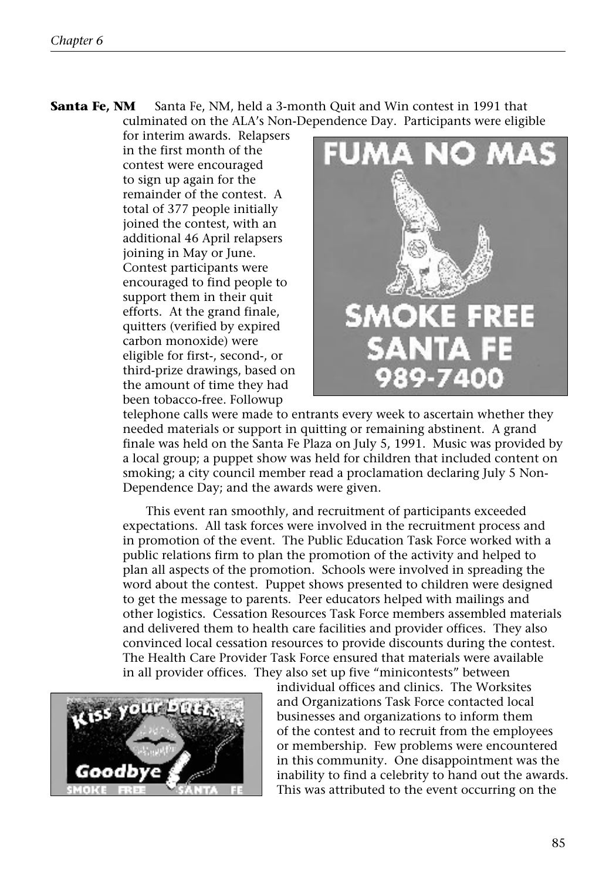**Santa Fe, NM** Santa Fe, NM, held a 3-month Quit and Win contest in 1991 that culminated on the ALA's Non-Dependence Day. Participants were eligible for interim awards. Relapsers in the first month of the contest were encouraged to sign up again for the remainder of the contest. A total of 377 people initially joined the contest, with an additional 46 April relapsers joining in May or June. Contest participants were encouraged to find people to support them in their quit efforts. At the grand finale, quitters (verified by expired carbon monoxide) were eligible for first-, second-, or third-prize drawings, based on the amount of time they had been tobacco-free. Followup telephone calls were made to entrants every week to ascertain whether they needed materials or support in quitting or remaining abstinent. A grand finale was held on the Santa Fe Plaza on July 5, 1991. Music was provided by a local group; a puppet show was held for children that included content on smoking; a city council member read a proclamation declaring July 5 Non-Dependence Day; and the awards were given.

This event ran smoothly, and recruitment of participants exceeded expectations. All task forces were involved in the recruitment process and in promotion of the event. The Public Education Task Force worked with a public relations firm to plan the promotion of the activity and helped to plan all aspects of the promotion. Schools were involved in spreading the word about the contest. Puppet shows presented to children were designed to get the message to parents. Peer educators helped with mailings and other logistics. Cessation Resources Task Force members assembled materials and delivered them to health care facilities and provider offices. They also convinced local cessation resources to provide discounts during the contest. The Health Care Provider Task Force ensured that materials were available in all provider offices. They also set up five "minicontests" between individual offices and clinics. The Worksites and Organizations Task Force contacted local businesses and organizations to inform them of the contest and to recruit from the employees or membership. Few problems were encountered in this community. One disappointment was the inability to find a celebrity to hand out the awards. This was attributed to the event occurring on the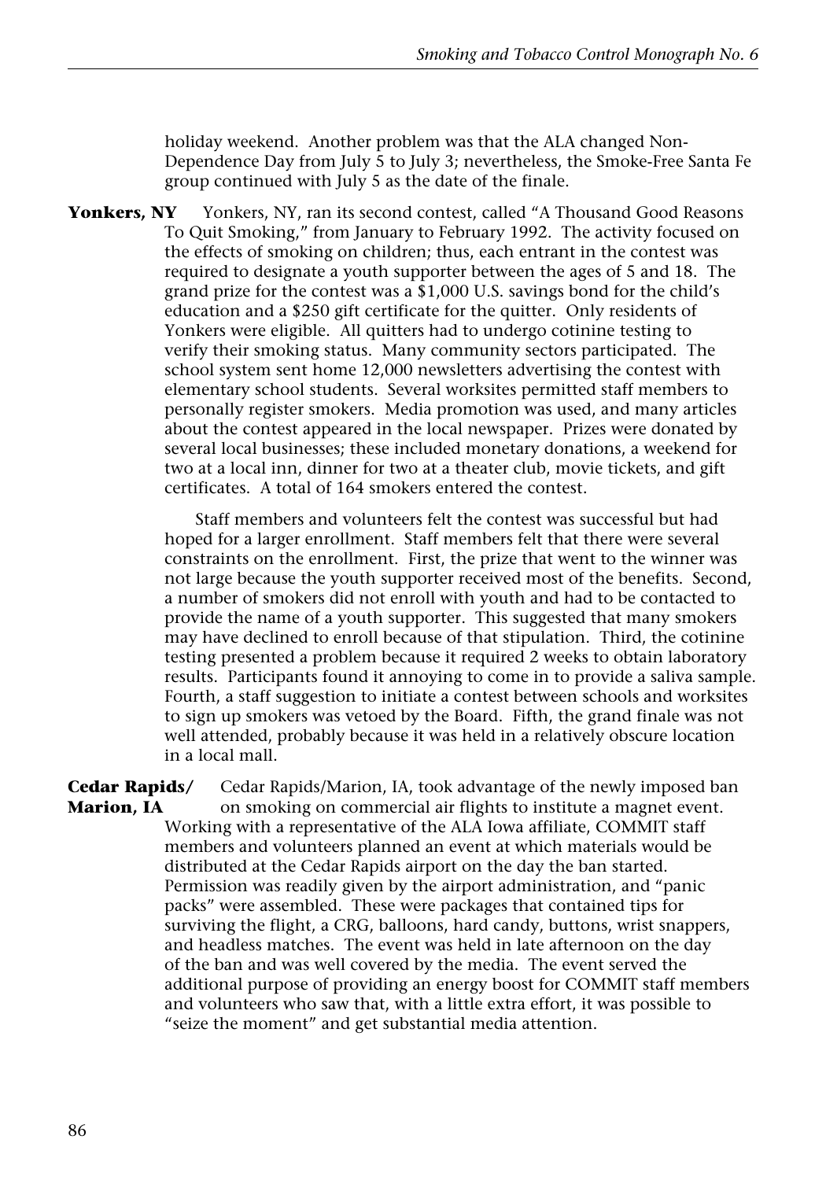holiday weekend. Another problem was that the ALA changed Non-Dependence Day from July 5 to July 3; nevertheless, the Smoke-Free Santa Fe group continued with July 5 as the date of the finale.

**Yonkers, NY** Yonkers, NY, ran its second contest, called "A Thousand Good Reasons To Quit Smoking," from January to February 1992. The activity focused on the effects of smoking on children; thus, each entrant in the contest was required to designate a youth supporter between the ages of 5 and 18. The grand prize for the contest was a $1,000 U.S. savings bond for the child's education and a $250 gift certificate for the quitter. Only residents of Yonkers were eligible. All quitters had to undergo cotinine testing to verify their smoking status. Many community sectors participated. The school system sent home 12,000 newsletters advertising the contest with elementary school students. Several worksites permitted staff members to personally register smokers. Media promotion was used, and many articles about the contest appeared in the local newspaper. Prizes were donated by several local businesses; these included monetary donations, a weekend for two at a local inn, dinner for two at a theater club, movie tickets, and gift certificates. A total of 164 smokers entered the contest.

Staff members and volunteers felt the contest was successful but had hoped for a larger enrollment. Staff members felt that there were several constraints on the enrollment. First, the prize that went to the winner was not large because the youth supporter received most of the benefits. Second, a number of smokers did not enroll with youth and had to be contacted to provide the name of a youth supporter. This suggested that many smokers may have declined to enroll because of that stipulation. Third, the cotinine testing presented a problem because it required 2 weeks to obtain laboratory results. Participants found it annoying to come in to provide a saliva sample. Fourth, a staff suggestion to initiate a contest between schools and worksites to sign up smokers was vetoed by the Board. Fifth, the grand finale was not well attended, probably because it was held in a relatively obscure location in a local mall.

**Cedar Rapids/ Marion, IA** Cedar Rapids/Marion, IA, took advantage of the newly imposed ban on smoking on commercial air flights to institute a magnet event. Working with a representative of the ALA Iowa affiliate, COMMIT staff members and volunteers planned an event at which materials would be distributed at the Cedar Rapids airport on the day the ban started. Permission was readily given by the airport administration, and "panic packs" were assembled. These were packages that contained tips for surviving the flight, a CRG, balloons, hard candy, buttons, wrist snappers, and headless matches. The event was held in late afternoon on the day of the ban and was well covered by the media. The event served the additional purpose of providing an energy boost for COMMIT staff members and volunteers who saw that, with a little extra effort, it was possible to "seize the moment" and get substantial media attention.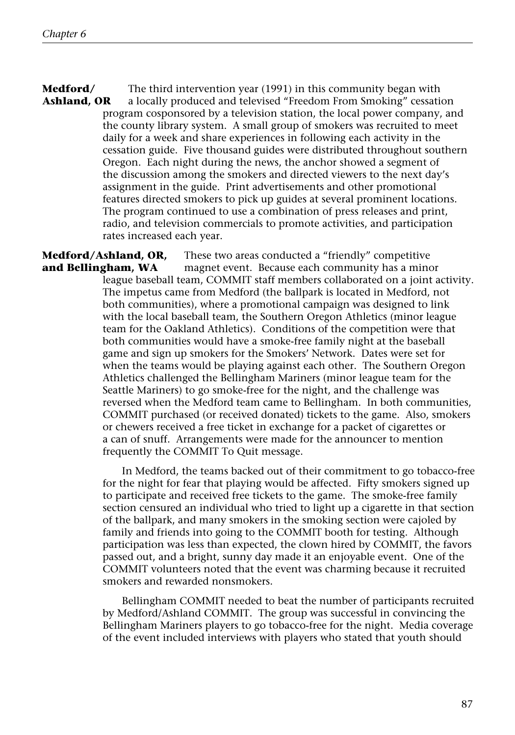**Medford/ Ashland, OR** The third intervention year (1991) in this community began with a locally produced and televised "Freedom From Smoking" cessation program cosponsored by a television station, the local power company, and the county library system. A small group of smokers was recruited to meet daily for a week and share experiences in following each activity in the cessation guide. Five thousand guides were distributed throughout southern Oregon. Each night during the news, the anchor showed a segment of the discussion among the smokers and directed viewers to the next day's assignment in the guide. Print advertisements and other promotional features directed smokers to pick up guides at several prominent locations. The program continued to use a combination of press releases and print, radio, and television commercials to promote activities, and participation rates increased each year.

**Medford/Ashland, OR, and Bellingham, WA** These two areas conducted a "friendly" competitive magnet event. Because each community has a minor league baseball team, COMMIT staff members collaborated on a joint activity. The impetus came from Medford (the ballpark is located in Medford, not both communities), where a promotional campaign was designed to link with the local baseball team, the Southern Oregon Athletics (minor league team for the Oakland Athletics). Conditions of the competition were that both communities would have a smoke-free family night at the baseball game and sign up smokers for the Smokers' Network. Dates were set for when the teams would be playing against each other. The Southern Oregon Athletics challenged the Bellingham Mariners (minor league team for the Seattle Mariners) to go smoke-free for the night, and the challenge was reversed when the Medford team came to Bellingham. In both communities, COMMIT purchased (or received donated) tickets to the game. Also, smokers or chewers received a free ticket in exchange for a packet of cigarettes or a can of snuff. Arrangements were made for the announcer to mention frequently the COMMIT To Quit message.

In Medford, the teams backed out of their commitment to go tobacco-free for the night for fear that playing would be affected. Fifty smokers signed up to participate and received free tickets to the game. The smoke-free family section censured an individual who tried to light up a cigarette in that section of the ballpark, and many smokers in the smoking section were cajoled by family and friends into going to the COMMIT booth for testing. Although participation was less than expected, the clown hired by COMMIT, the favors passed out, and a bright, sunny day made it an enjoyable event. One of the COMMIT volunteers noted that the event was charming because it recruited smokers and rewarded nonsmokers.

Bellingham COMMIT needed to beat the number of participants recruited by Medford/Ashland COMMIT. The group was successful in convincing the Bellingham Mariners players to go tobacco-free for the night. Media coverage of the event included interviews with players who stated that youth should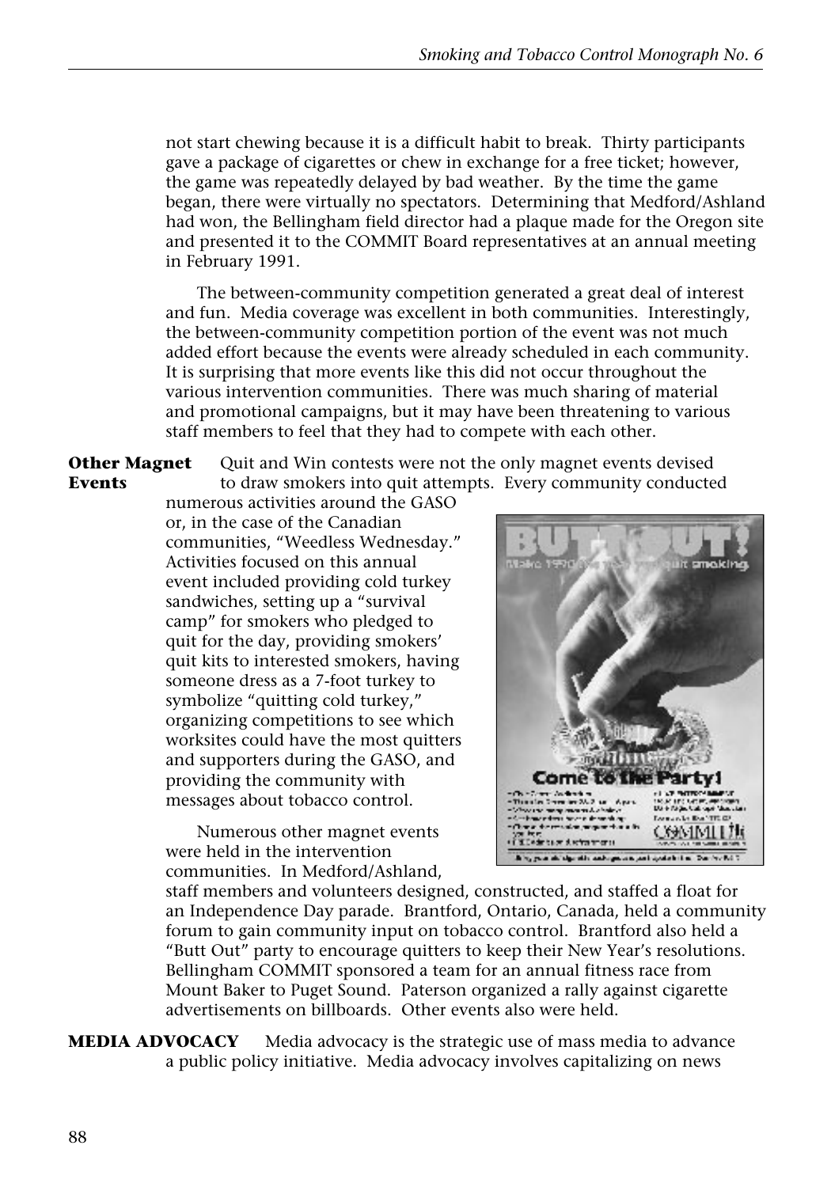not start chewing because it is a difficult habit to break. Thirty participants gave a package of cigarettes or chew in exchange for a free ticket; however, the game was repeatedly delayed by bad weather. By the time the game began, there were virtually no spectators. Determining that Medford/Ashland had won, the Bellingham field director had a plaque made for the Oregon site and presented it to the COMMIT Board representatives at an annual meeting in February 1991.

The between-community competition generated a great deal of interest and fun. Media coverage was excellent in both communities. Interestingly, the between-community competition portion of the event was not much added effort because the events were already scheduled in each community. It is surprising that more events like this did not occur throughout the various intervention communities. There was much sharing of material and promotional campaigns, but it may have been threatening to various staff members to feel that they had to compete with each other.

**Other Magnet Events**

Quit and Win contests were not the only magnet events devised to draw smokers into quit attempts. Every community conducted numerous activities around the GASO or, in the case of the Canadian communities, "Weedless Wednesday." Activities focused on this annual event included providing cold turkey sandwiches, setting up a "survival camp" for smokers who pledged to quit for the day, providing smokers' quit kits to interested smokers, having someone dress as a 7-foot turkey to symbolize "quitting cold turkey," organizing competitions to see which worksites could have the most quitters and supporters during the GASO, and providing the community with messages about tobacco control.

Numerous other magnet events were held in the intervention communities. In Medford/Ashland, staff members and volunteers designed, constructed, and staffed a float for an Independence Day parade. Brantford, Ontario, Canada, held a community forum to gain community input on tobacco control. Brantford also held a "Butt Out" party to encourage quitters to keep their New Year's resolutions. Bellingham COMMIT sponsored a team for an annual fitness race from Mount Baker to Puget Sound. Paterson organized a rally against cigarette advertisements on billboards. Other events also were held.

**MEDIA ADVOCACY**

Media advocacy is the strategic use of mass media to advance a public policy initiative. Media advocacy involves capitalizing on news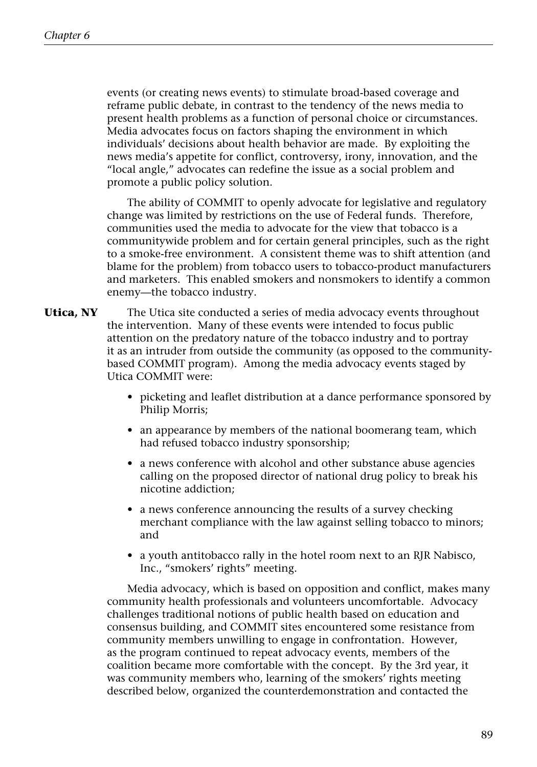events (or creating news events) to stimulate broad-based coverage and reframe public debate, in contrast to the tendency of the news media to present health problems as a function of personal choice or circumstances. Media advocates focus on factors shaping the environment in which individuals' decisions about health behavior are made. By exploiting the news media's appetite for conflict, controversy, irony, innovation, and the "local angle," advocates can redefine the issue as a social problem and promote a public policy solution.

The ability of COMMIT to openly advocate for legislative and regulatory change was limited by restrictions on the use of Federal funds. Therefore, communities used the media to advocate for the view that tobacco is a communitywide problem and for certain general principles, such as the right to a smoke-free environment. A consistent theme was to shift attention (and blame for the problem) from tobacco users to tobacco-product manufacturers and marketers. This enabled smokers and nonsmokers to identify a common enemy—the tobacco industry.

**Utica, NY**

The Utica site conducted a series of media advocacy events throughout the intervention. Many of these events were intended to focus public attention on the predatory nature of the tobacco industry and to portray it as an intruder from outside the community (as opposed to the community-based COMMIT program). Among the media advocacy events staged by Utica COMMIT were:

- picketing and leaflet distribution at a dance performance sponsored by Philip Morris;
- an appearance by members of the national boomerang team, which had refused tobacco industry sponsorship;
- a news conference with alcohol and other substance abuse agencies calling on the proposed director of national drug policy to break his nicotine addiction;
- a news conference announcing the results of a survey checking merchant compliance with the law against selling tobacco to minors; and
- a youth antitobacco rally in the hotel room next to an RJR Nabisco, Inc., "smokers' rights" meeting.

Media advocacy, which is based on opposition and conflict, makes many community health professionals and volunteers uncomfortable. Advocacy challenges traditional notions of public health based on education and consensus building, and COMMIT sites encountered some resistance from community members unwilling to engage in confrontation. However, as the program continued to repeat advocacy events, members of the coalition became more comfortable with the concept. By the 3rd year, it was community members who, learning of the smokers' rights meeting described below, organized the counterdemonstration and contacted the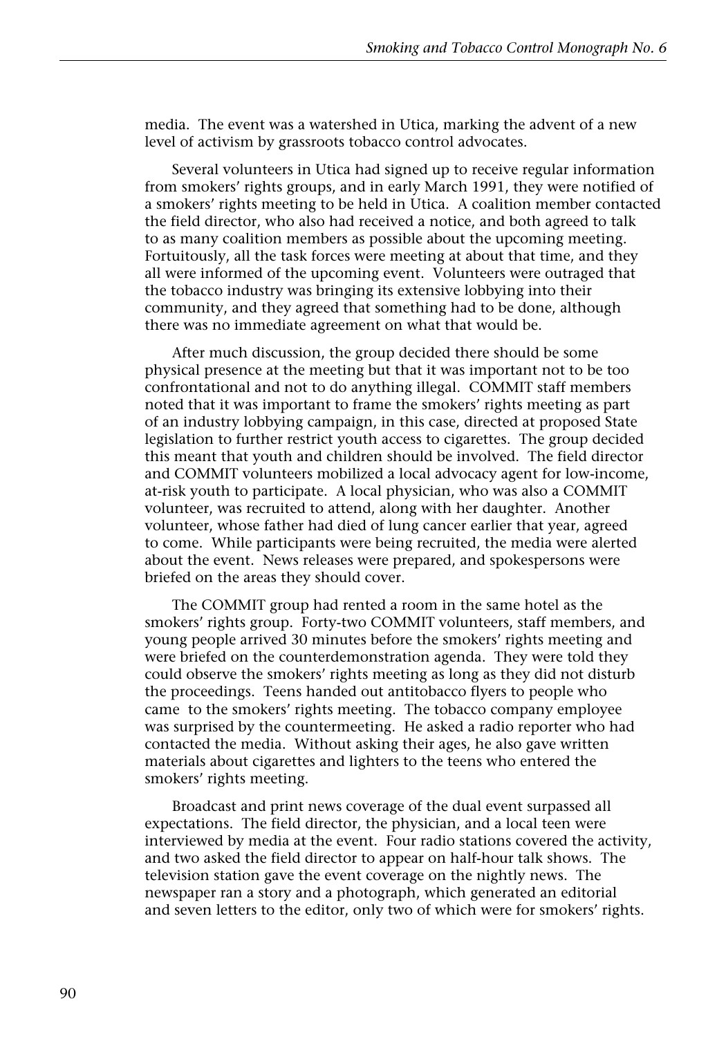media. The event was a watershed in Utica, marking the advent of a new level of activism by grassroots tobacco control advocates.

Several volunteers in Utica had signed up to receive regular information from smokers' rights groups, and in early March 1991, they were notified of a smokers' rights meeting to be held in Utica. A coalition member contacted the field director, who also had received a notice, and both agreed to talk to as many coalition members as possible about the upcoming meeting. Fortuitously, all the task forces were meeting at about that time, and they all were informed of the upcoming event. Volunteers were outraged that the tobacco industry was bringing its extensive lobbying into their community, and they agreed that something had to be done, although there was no immediate agreement on what that would be.

After much discussion, the group decided there should be some physical presence at the meeting but that it was important not to be too confrontational and not to do anything illegal. COMMIT staff members noted that it was important to frame the smokers' rights meeting as part of an industry lobbying campaign, in this case, directed at proposed State legislation to further restrict youth access to cigarettes. The group decided this meant that youth and children should be involved. The field director and COMMIT volunteers mobilized a local advocacy agent for low-income, at-risk youth to participate. A local physician, who was also a COMMIT volunteer, was recruited to attend, along with her daughter. Another volunteer, whose father had died of lung cancer earlier that year, agreed to come. While participants were being recruited, the media were alerted about the event. News releases were prepared, and spokespersons were briefed on the areas they should cover.

The COMMIT group had rented a room in the same hotel as the smokers' rights group. Forty-two COMMIT volunteers, staff members, and young people arrived 30 minutes before the smokers' rights meeting and were briefed on the counterdemonstration agenda. They were told they could observe the smokers' rights meeting as long as they did not disturb the proceedings. Teens handed out antitobacco flyers to people who came to the smokers' rights meeting. The tobacco company employee was surprised by the countermeeting. He asked a radio reporter who had contacted the media. Without asking their ages, he also gave written materials about cigarettes and lighters to the teens who entered the smokers' rights meeting.

Broadcast and print news coverage of the dual event surpassed all expectations. The field director, the physician, and a local teen were interviewed by media at the event. Four radio stations covered the activity, and two asked the field director to appear on half-hour talk shows. The television station gave the event coverage on the nightly news. The newspaper ran a story and a photograph, which generated an editorial and seven letters to the editor, only two of which were for smokers' rights.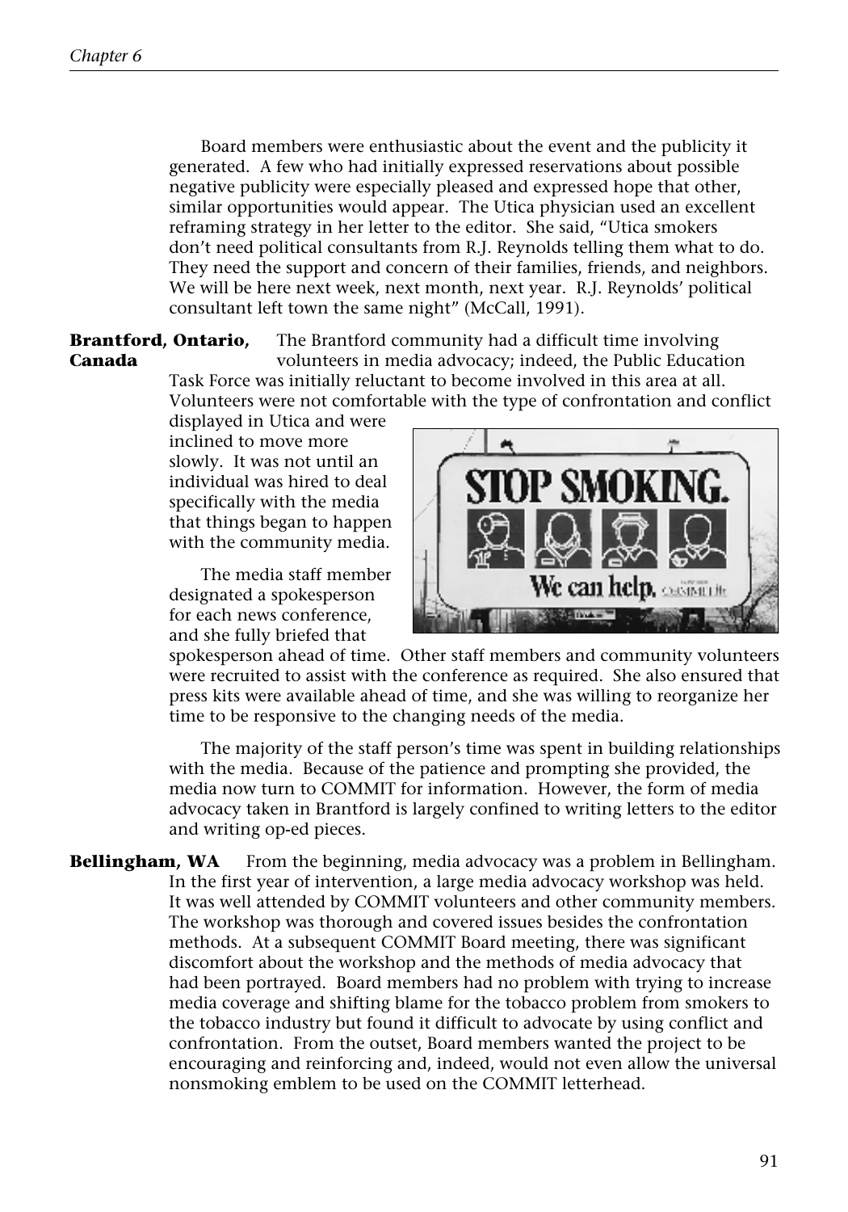Board members were enthusiastic about the event and the publicity it generated. A few who had initially expressed reservations about possible negative publicity were especially pleased and expressed hope that other, similar opportunities would appear. The Utica physician used an excellent reframing strategy in her letter to the editor. She said, "Utica smokers don't need political consultants from R.J. Reynolds telling them what to do. They need the support and concern of their families, friends, and neighbors. We will be here next week, next month, next year. R.J. Reynolds' political consultant left town the same night" (McCall, 1991).

**Brantford, Ontario, Canada** The Brantford community had a difficult time involving volunteers in media advocacy; indeed, the Public Education Task Force was initially reluctant to become involved in this area at all. Volunteers were not comfortable with the type of confrontation and conflict displayed in Utica and were inclined to move more slowly. It was not until an individual was hired to deal specifically with the media that things began to happen with the community media.

The media staff member designated a spokesperson for each news conference, and she fully briefed that spokesperson ahead of time. Other staff members and community volunteers were recruited to assist with the conference as required. She also ensured that press kits were available ahead of time, and she was willing to reorganize her time to be responsive to the changing needs of the media.

The majority of the staff person's time was spent in building relationships with the media. Because of the patience and prompting she provided, the media now turn to COMMIT for information. However, the form of media advocacy taken in Brantford is largely confined to writing letters to the editor and writing op-ed pieces.

**Bellingham, WA** From the beginning, media advocacy was a problem in Bellingham. In the first year of intervention, a large media advocacy workshop was held. It was well attended by COMMIT volunteers and other community members. The workshop was thorough and covered issues besides the confrontation methods. At a subsequent COMMIT Board meeting, there was significant discomfort about the workshop and the methods of media advocacy that had been portrayed. Board members had no problem with trying to increase media coverage and shifting blame for the tobacco problem from smokers to the tobacco industry but found it difficult to advocate by using conflict and confrontation. From the outset, Board members wanted the project to be encouraging and reinforcing and, indeed, would not even allow the universal nonsmoking emblem to be used on the COMMIT letterhead.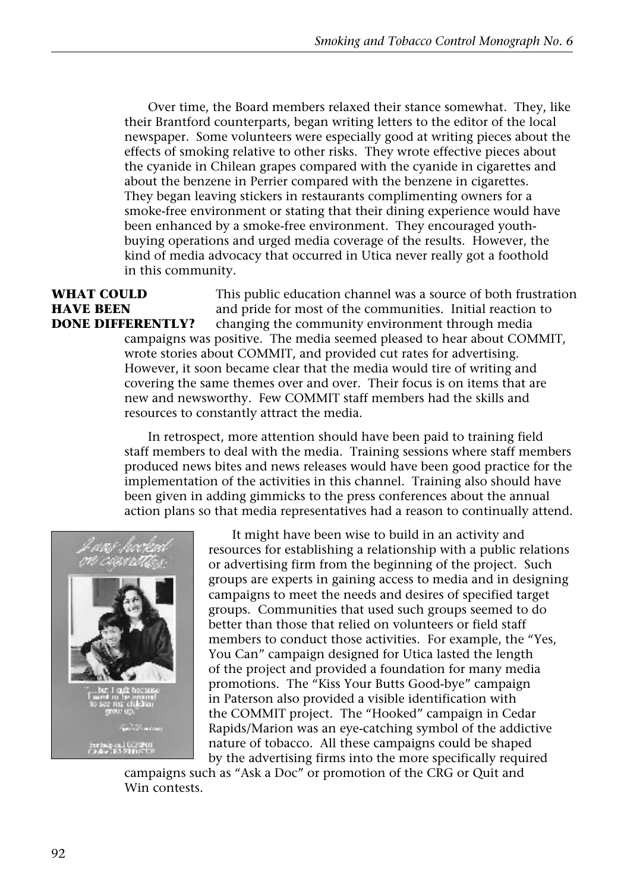Over time, the Board members relaxed their stance somewhat. They, like their Brantford counterparts, began writing letters to the editor of the local newspaper. Some volunteers were especially good at writing pieces about the effects of smoking relative to other risks. They wrote effective pieces about the cyanide in Chilean grapes compared with the cyanide in cigarettes and about the benzene in Perrier compared with the benzene in cigarettes. They began leaving stickers in restaurants complimenting owners for a smoke-free environment or stating that their dining experience would have been enhanced by a smoke-free environment. They encouraged youth-buying operations and urged media coverage of the results. However, the kind of media advocacy that occurred in Utica never really got a foothold in this community.

**WHAT COULD HAVE BEEN DONE DIFFERENTLY?**

This public education channel was a source of both frustration and pride for most of the communities. Initial reaction to changing the community environment through media campaigns was positive. The media seemed pleased to hear about COMMIT, wrote stories about COMMIT, and provided cut rates for advertising. However, it soon became clear that the media would tire of writing and covering the same themes over and over. Their focus is on items that are new and newsworthy. Few COMMIT staff members had the skills and resources to constantly attract the media.

In retrospect, more attention should have been paid to training field staff members to deal with the media. Training sessions where staff members produced news bites and news releases would have been good practice for the implementation of the activities in this channel. Training also should have been given in adding gimmicks to the press conferences about the annual action plans so that media representatives had a reason to continually attend.

It might have been wise to build in an activity and resources for establishing a relationship with a public relations or advertising firm from the beginning of the project. Such groups are experts in gaining access to media and in designing campaigns to meet the needs and desires of specified target groups. Communities that used such groups seemed to do better than those that relied on volunteers or field staff members to conduct those activities. For example, the "Yes, You Can" campaign designed for Utica lasted the length of the project and provided a foundation for many media promotions. The "Kiss Your Butts Good-bye" campaign in Paterson also provided a visible identification with the COMMIT project. The "Hooked" campaign in Cedar Rapids/Marion was an eye-catching symbol of the addictive nature of tobacco. All these campaigns could be shaped by the advertising firms into the more specifically required campaigns such as "Ask a Doc" or promotion of the CRG or Quit and Win contests.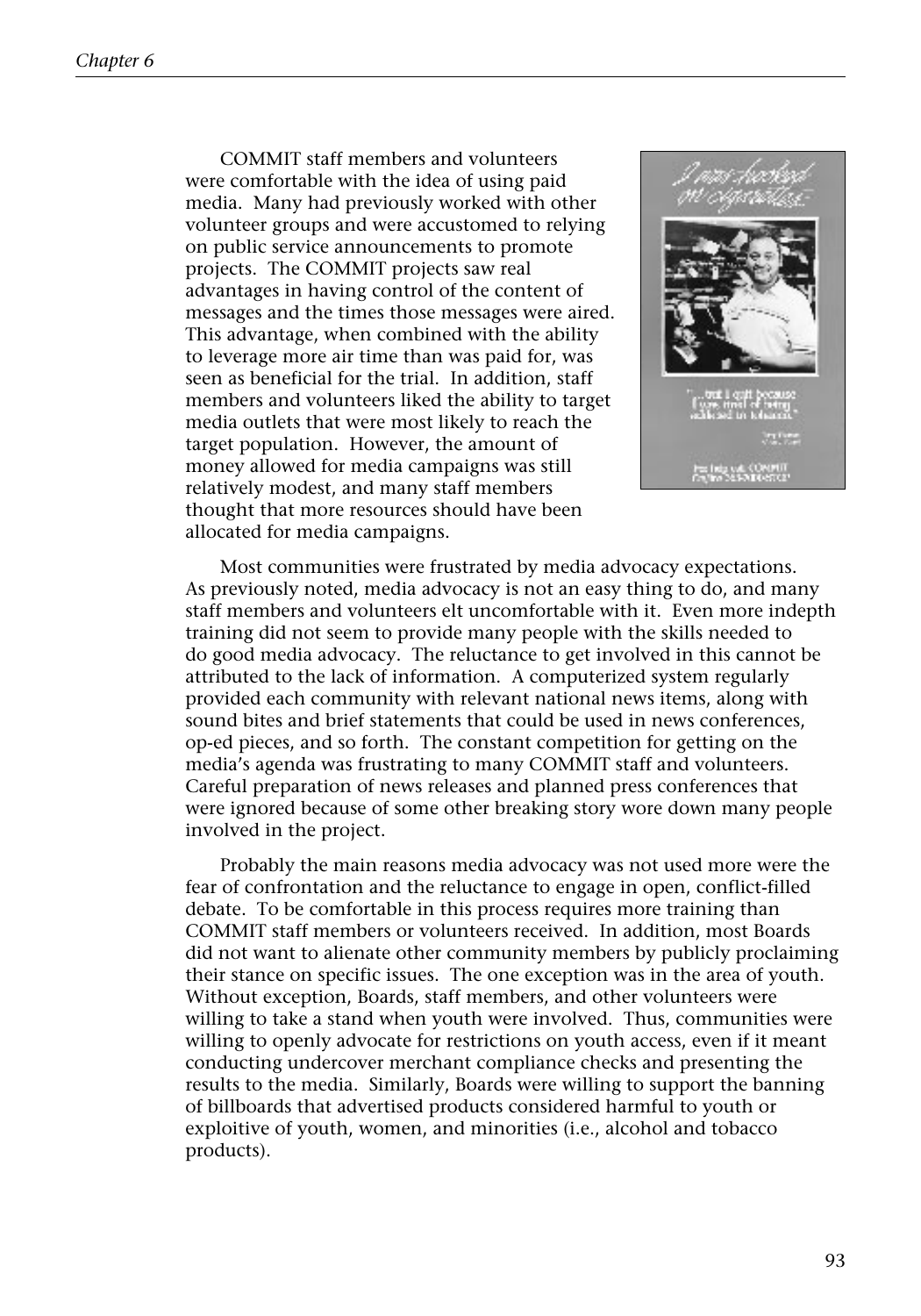COMMIT staff members and volunteers were comfortable with the idea of using paid media. Many had previously worked with other volunteer groups and were accustomed to relying on public service announcements to promote projects. The COMMIT projects saw real advantages in having control of the content of messages and the times those messages were aired. This advantage, when combined with the ability to leverage more air time than was paid for, was seen as beneficial for the trial. In addition, staff members and volunteers liked the ability to target media outlets that were most likely to reach the target population. However, the amount of money allowed for media campaigns was still relatively modest, and many staff members thought that more resources should have been allocated for media campaigns.

Most communities were frustrated by media advocacy expectations. As previously noted, media advocacy is not an easy thing to do, and many staff members and volunteers elt uncomfortable with it. Even more indepth training did not seem to provide many people with the skills needed to do good media advocacy. The reluctance to get involved in this cannot be attributed to the lack of information. A computerized system regularly provided each community with relevant national news items, along with sound bites and brief statements that could be used in news conferences, op-ed pieces, and so forth. The constant competition for getting on the media's agenda was frustrating to many COMMIT staff and volunteers. Careful preparation of news releases and planned press conferences that were ignored because of some other breaking story wore down many people involved in the project.

Probably the main reasons media advocacy was not used more were the fear of confrontation and the reluctance to engage in open, conflict-filled debate. To be comfortable in this process requires more training than COMMIT staff members or volunteers received. In addition, most Boards did not want to alienate other community members by publicly proclaiming their stance on specific issues. The one exception was in the area of youth. Without exception, Boards, staff members, and other volunteers were willing to take a stand when youth were involved. Thus, communities were willing to openly advocate for restrictions on youth access, even if it meant conducting undercover merchant compliance checks and presenting the results to the media. Similarly, Boards were willing to support the banning of billboards that advertised products considered harmful to youth or exploitive of youth, women, and minorities (i.e., alcohol and tobacco products).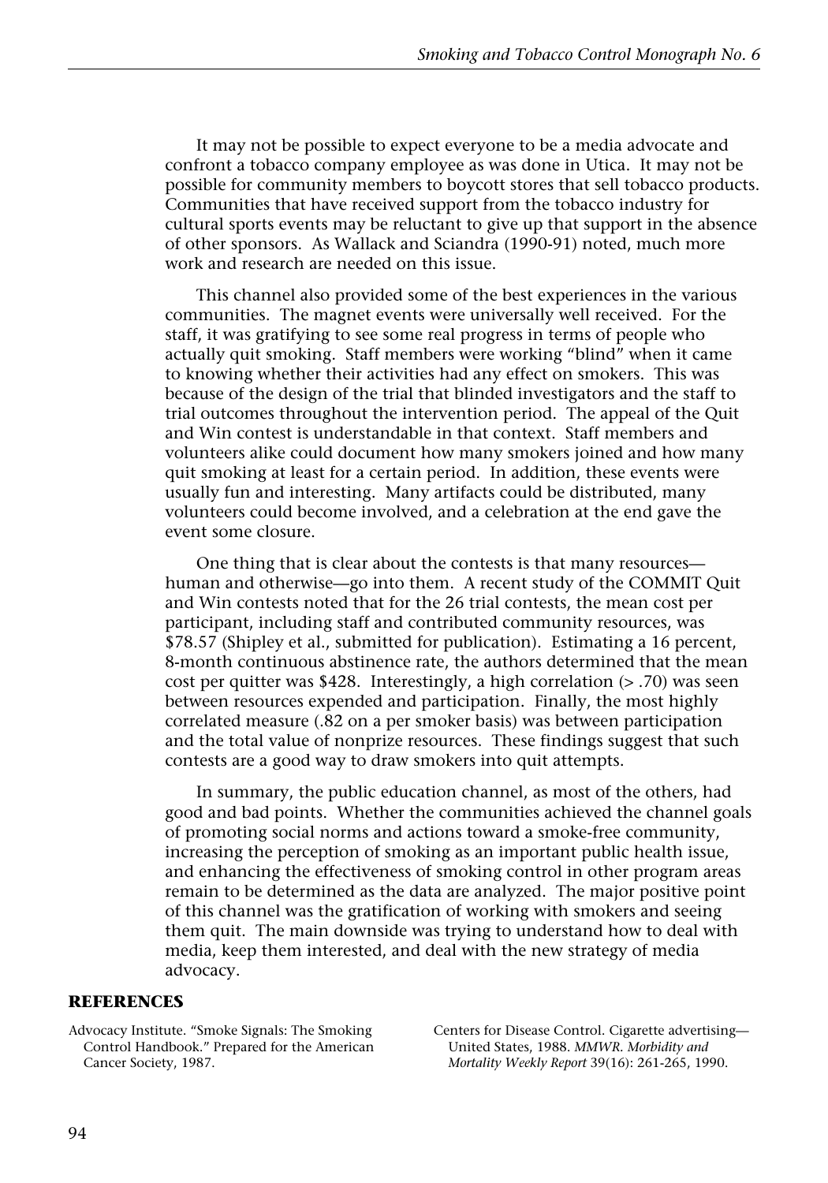It may not be possible to expect everyone to be a media advocate and confront a tobacco company employee as was done in Utica. It may not be possible for community members to boycott stores that sell tobacco products. Communities that have received support from the tobacco industry for cultural sports events may be reluctant to give up that support in the absence of other sponsors. As Wallack and Sciandra (1990-91) noted, much more work and research are needed on this issue.

This channel also provided some of the best experiences in the various communities. The magnet events were universally well received. For the staff, it was gratifying to see some real progress in terms of people who actually quit smoking. Staff members were working "blind" when it came to knowing whether their activities had any effect on smokers. This was because of the design of the trial that blinded investigators and the staff to trial outcomes throughout the intervention period. The appeal of the Quit and Win contest is understandable in that context. Staff members and volunteers alike could document how many smokers joined and how many quit smoking at least for a certain period. In addition, these events were usually fun and interesting. Many artifacts could be distributed, many volunteers could become involved, and a celebration at the end gave the event some closure.

One thing that is clear about the contests is that many resources—human and otherwise—go into them. A recent study of the COMMIT Quit and Win contests noted that for the 26 trial contests, the mean cost per participant, including staff and contributed community resources, was $78.57 (Shipley et al., submitted for publication). Estimating a 16 percent, 8-month continuous abstinence rate, the authors determined that the mean cost per quitter was $428. Interestingly, a high correlation (> .70) was seen between resources expended and participation. Finally, the most highly correlated measure (.82 on a per smoker basis) was between participation and the total value of nonprize resources. These findings suggest that such contests are a good way to draw smokers into quit attempts.

In summary, the public education channel, as most of the others, had good and bad points. Whether the communities achieved the channel goals of promoting social norms and actions toward a smoke-free community, increasing the perception of smoking as an important public health issue, and enhancing the effectiveness of smoking control in other program areas remain to be determined as the data are analyzed. The major positive point of this channel was the gratification of working with smokers and seeing them quit. The main downside was trying to understand how to deal with media, keep them interested, and deal with the new strategy of media advocacy.

## REFERENCES

Advocacy Institute. "Smoke Signals: The Smoking Control Handbook." Prepared for the American Cancer Society, 1987.

Centers for Disease Control. Cigarette advertising—United States, 1988. *MMWR. Morbidity and Mortality Weekly Report* 39(16): 261-265, 1990.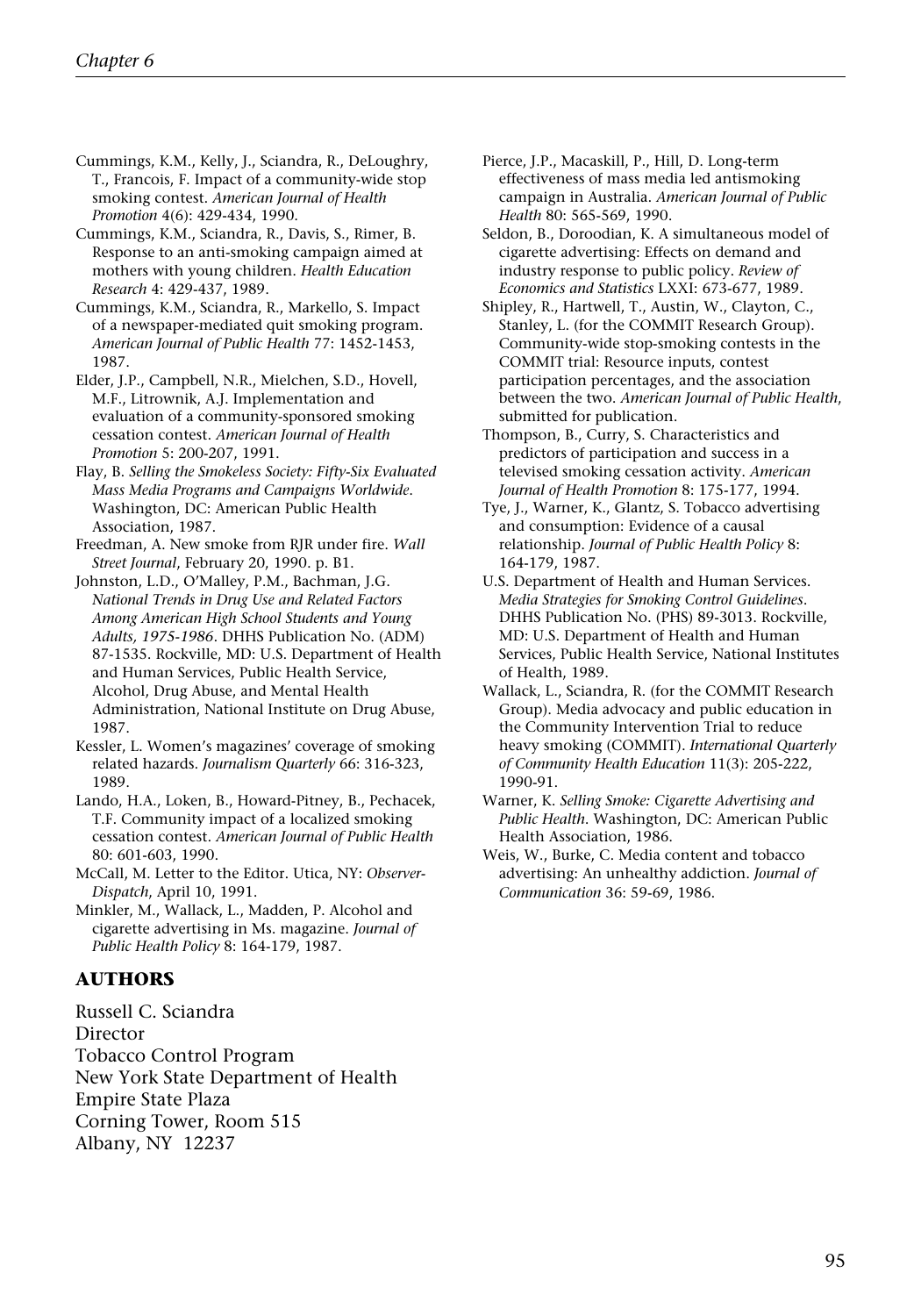Cummings, K.M., Kelly, J., Sciandra, R., DeLoughry, T., Francois, F. Impact of a community-wide stop smoking contest. *American Journal of Health Promotion* 4(6): 429-434, 1990.

Cummings, K.M., Sciandra, R., Davis, S., Rimer, B. Response to an anti-smoking campaign aimed at mothers with young children. *Health Education Research* 4: 429-437, 1989.

Cummings, K.M., Sciandra, R., Markello, S. Impact of a newspaper-mediated quit smoking program. *American Journal of Public Health* 77: 1452-1453, 1987.

Elder, J.P., Campbell, N.R., Mielchen, S.D., Hovell, M.F., Litrownik, A.J. Implementation and evaluation of a community-sponsored smoking cessation contest. *American Journal of Health Promotion* 5: 200-207, 1991.

Flay, B. *Selling the Smokeless Society: Fifty-Six Evaluated Mass Media Programs and Campaigns Worldwide*. Washington, DC: American Public Health Association, 1987.

Freedman, A. New smoke from RJR under fire. *Wall Street Journal*, February 20, 1990. p. B1.

Johnston, L.D., O'Malley, P.M., Bachman, J.G. *National Trends in Drug Use and Related Factors Among American High School Students and Young Adults, 1975-1986*. DHHS Publication No. (ADM) 87-1535. Rockville, MD: U.S. Department of Health and Human Services, Public Health Service, Alcohol, Drug Abuse, and Mental Health Administration, National Institute on Drug Abuse, 1987.

Kessler, L. Women's magazines' coverage of smoking related hazards. *Journalism Quarterly* 66: 316-323, 1989.

Lando, H.A., Loken, B., Howard-Pitney, B., Pechacek, T.F. Community impact of a localized smoking cessation contest. *American Journal of Public Health* 80: 601-603, 1990.

McCall, M. Letter to the Editor. Utica, NY: *Observer-Dispatch*, April 10, 1991.

Minkler, M., Wallack, L., Madden, P. Alcohol and cigarette advertising in Ms. magazine. *Journal of Public Health Policy* 8: 164-179, 1987.

Pierce, J.P., Macaskill, P., Hill, D. Long-term effectiveness of mass media led antismoking campaign in Australia. *American Journal of Public Health* 80: 565-569, 1990.

Seldon, B., Doroodian, K. A simultaneous model of cigarette advertising: Effects on demand and industry response to public policy. *Review of Economics and Statistics* LXXI: 673-677, 1989.

Shipley, R., Hartwell, T., Austin, W., Clayton, C., Stanley, L. (for the COMMIT Research Group). Community-wide stop-smoking contests in the COMMIT trial: Resource inputs, contest participation percentages, and the association between the two. *American Journal of Public Health*, submitted for publication.

Thompson, B., Curry, S. Characteristics and predictors of participation and success in a televised smoking cessation activity. *American Journal of Health Promotion* 8: 175-177, 1994.

Tye, J., Warner, K., Glantz, S. Tobacco advertising and consumption: Evidence of a causal relationship. *Journal of Public Health Policy* 8: 164-179, 1987.

U.S. Department of Health and Human Services. *Media Strategies for Smoking Control Guidelines*. DHHS Publication No. (PHS) 89-3013. Rockville, MD: U.S. Department of Health and Human Services, Public Health Service, National Institutes of Health, 1989.

Wallack, L., Sciandra, R. (for the COMMIT Research Group). Media advocacy and public education in the Community Intervention Trial to reduce heavy smoking (COMMIT). *International Quarterly of Community Health Education* 11(3): 205-222, 1990-91.

Warner, K. *Selling Smoke: Cigarette Advertising and Public Health*. Washington, DC: American Public Health Association, 1986.

Weis, W., Burke, C. Media content and tobacco advertising: An unhealthy addiction. *Journal of Communication* 36: 59-69, 1986.

## AUTHORS

Russell C. Sciandra
Director
Tobacco Control Program
New York State Department of Health
Empire State Plaza
Corning Tower, Room 515
Albany, NY 12237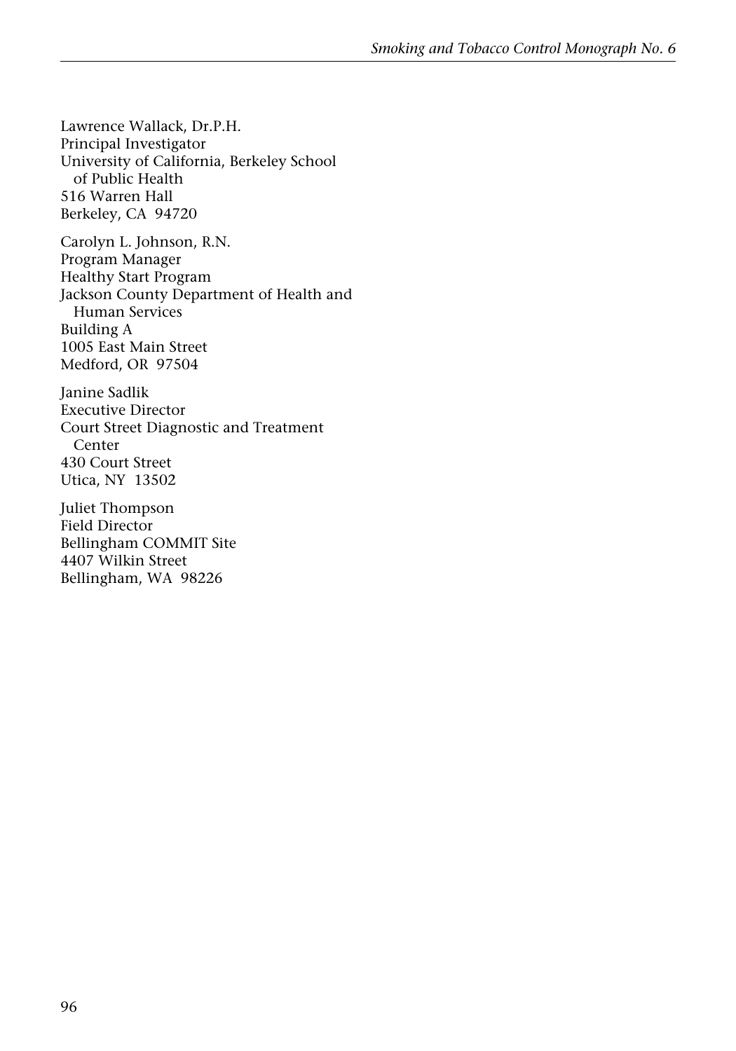Lawrence Wallack, Dr.P.H.
Principal Investigator
University of California, Berkeley School of Public Health
516 Warren Hall
Berkeley, CA 94720

Carolyn L. Johnson, R.N.
Program Manager
Healthy Start Program
Jackson County Department of Health and Human Services
Building A
1005 East Main Street
Medford, OR 97504

Janine Sadlik
Executive Director
Court Street Diagnostic and Treatment Center
430 Court Street
Utica, NY 13502

Juliet Thompson
Field Director
Bellingham COMMIT Site
4407 Wilkin Street
Bellingham, WA 98226